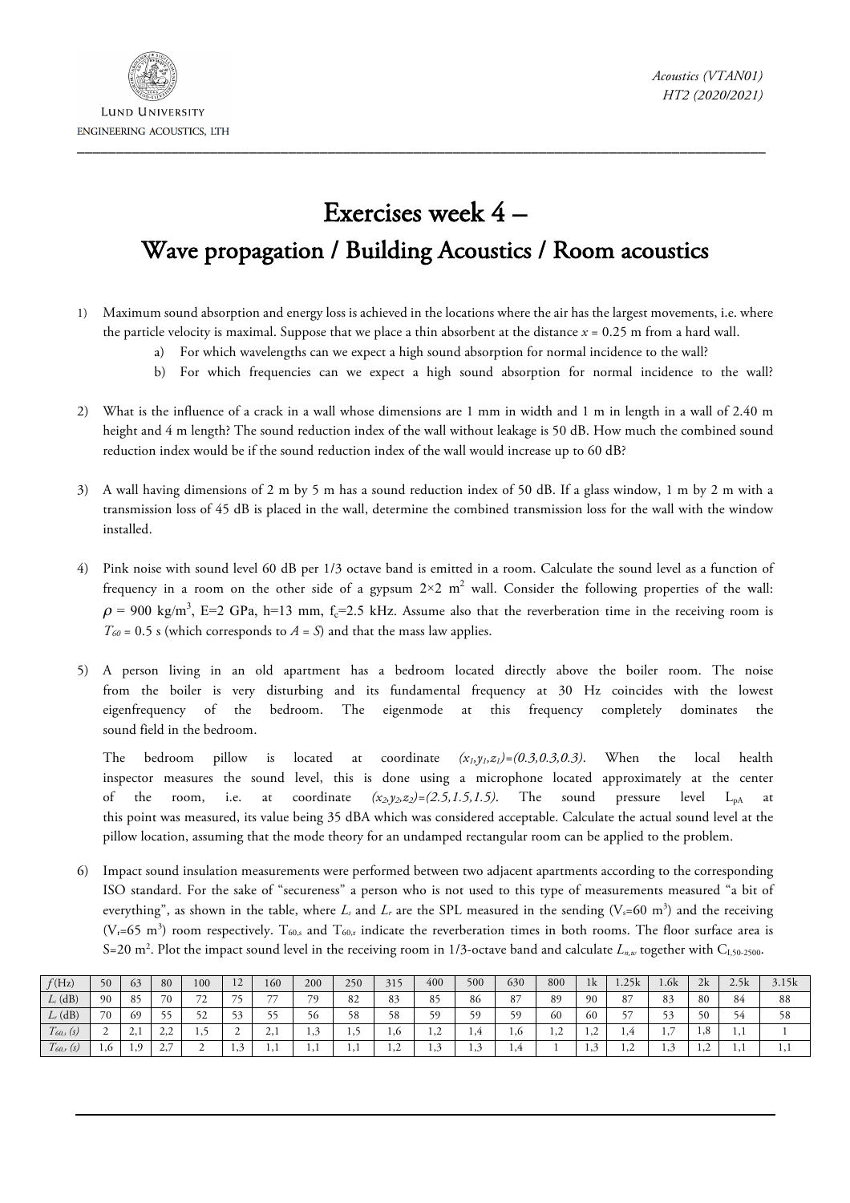# Exercises week 4 –

## Wave propagation / Building Acoustics / Room acoustics

1) Maximum sound absorption and energy loss is achieved in the locations where the air has the largest movements, i.e. where the particle velocity is maximal. Suppose that we place a thin absorbent at the distance $x$ = 0.25 m from a hard wall.

   a) For which wavelengths can we expect a high sound absorption for normal incidence to the wall?

   b) For which frequencies can we expect a high sound absorption for normal incidence to the wall?

2) What is the influence of a crack in a wall whose dimensions are 1 mm in width and 1 m in length in a wall of 2.40 m height and 4 m length? The sound reduction index of the wall without leakage is 50 dB. How much the combined sound reduction index would be if the sound reduction index of the wall would increase up to 60 dB?

3) A wall having dimensions of 2 m by 5 m has a sound reduction index of 50 dB. If a glass window, 1 m by 2 m with a transmission loss of 45 dB is placed in the wall, determine the combined transmission loss for the wall with the window installed.

4) Pink noise with sound level 60 dB per 1/3 octave band is emitted in a room. Calculate the sound level as a function of frequency in a room on the other side of a gypsum 2×2 m$^2$ wall. Consider the following properties of the wall: $\rho$ = 900 kg/m$^3$, E=2 GPa, h=13 mm, $f_c$=2.5 kHz. Assume also that the reverberation time in the receiving room is $T_{60}$ = 0.5 s (which corresponds to $A = S$) and that the mass law applies.

5) A person living in an old apartment has a bedroom located directly above the boiler room. The noise from the boiler is very disturbing and its fundamental frequency at 30 Hz coincides with the lowest eigenfrequency of the bedroom. The eigenmode at this frequency completely dominates the sound field in the bedroom.

   The bedroom pillow is located at coordinate $(x_1,y_1,z_1)=(0.3,0.3,0.3)$. When the local health inspector measures the sound level, this is done using a microphone located approximately at the center of the room, i.e. at coordinate $(x_2,y_2,z_2)=(2.5,1.5,1.5)$. The sound pressure level $L_{pA}$ at this point was measured, its value being 35 dBA which was considered acceptable. Calculate the actual sound level at the pillow location, assuming that the mode theory for an undamped rectangular room can be applied to the problem.

6) Impact sound insulation measurements were performed between two adjacent apartments according to the corresponding ISO standard. For the sake of "secureness" a person who is not used to this type of measurements measured "a bit of everything", as shown in the table, where $L_s$ and $L_r$ are the SPL measured in the sending ($V_s$=60 m$^3$) and the receiving ($V_r$=65 m$^3$) room respectively. $T_{60,s}$ and $T_{60,r}$ indicate the reverberation times in both rooms. The floor surface area is S=20 m$^2$. Plot the impact sound level in the receiving room in 1/3-octave band and calculate $L_{n,w}$ together with $C_{I,50\text{-}2500}$.

| $f$ (Hz) | 50 | 63 | 80 | 100 | 12 | 160 | 200 | 250 | 315 | 400 | 500 | 630 | 800 | 1k | 1.25k | 1.6k | 2k | 2.5k | 3.15k |
|---|---|---|---|---|---|---|---|---|---|---|---|---|---|---|---|---|---|---|---|
| $L_s$ (dB) | 90 | 85 | 70 | 72 | 75 | 77 | 79 | 82 | 83 | 85 | 86 | 87 | 89 | 90 | 87 | 83 | 80 | 84 | 88 |
| $L_r$ (dB) | 70 | 69 | 55 | 52 | 53 | 55 | 56 | 58 | 58 | 59 | 59 | 59 | 60 | 60 | 57 | 53 | 50 | 54 | 58 |
| $T_{60,s}$ (s) | 2 | 2,1 | 2,2 | 1,5 | 2 | 2,1 | 1,3 | 1,5 | 1,6 | 1,2 | 1,4 | 1,6 | 1,2 | 1,2 | 1,4 | 1,7 | 1,8 | 1,1 | 1 |
| $T_{60,r}$ (s) | 1,6 | 1,9 | 2,7 | 2 | 1,3 | 1,1 | 1,1 | 1,1 | 1,2 | 1,3 | 1,3 | 1,4 | 1 | 1,3 | 1,2 | 1,3 | 1,2 | 1,1 | 1,1 |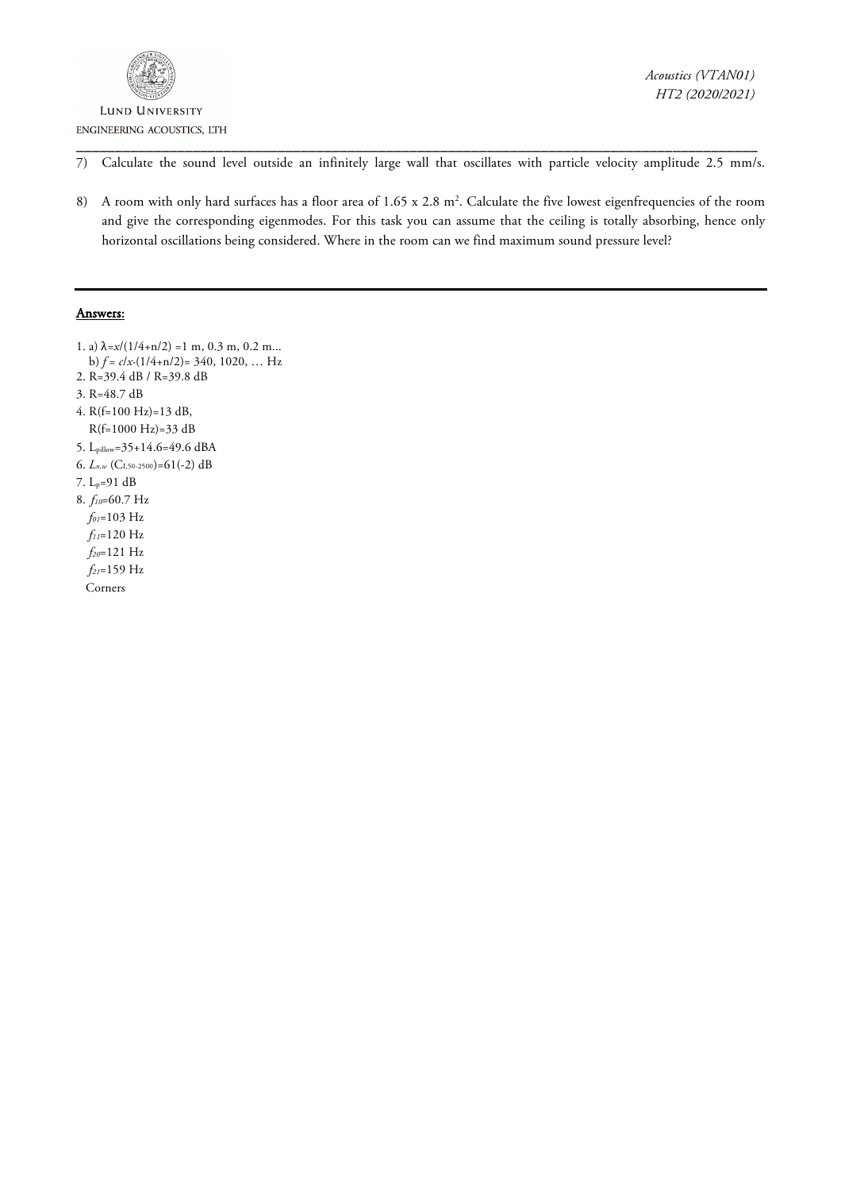7) Calculate the sound level outside an infinitely large wall that oscillates with particle velocity amplitude 2.5 mm/s.

8) A room with only hard surfaces has a floor area of 1.65 x 2.8 m$^2$. Calculate the five lowest eigenfrequencies of the room and give the corresponding eigenmodes. For this task you can assume that the ceiling is totally absorbing, hence only horizontal oscillations being considered. Where in the room can we find maximum sound pressure level?

---

**Answers:**

1. a) $\lambda = x/(1/4+n/2)$ =1 m, 0.3 m, 0.2 m...
   b) $f = c/x \cdot (1/4+n/2)$= 340, 1020, … Hz
2. R=39.4 dB / R=39.8 dB
3. R=48.7 dB
4. R(f=100 Hz)=13 dB,
   R(f=1000 Hz)=33 dB
5. $L_{pillow}$=35+14.6=49.6 dBA
6. $L_{n,w}$ ($C_{I,50\text{-}2500}$)=61(-2) dB
7. $L_p$=91 dB
8. $f_{10}$=60.7 Hz
   $f_{01}$=103 Hz
   $f_{11}$=120 Hz
   $f_{20}$=121 Hz
   $f_{21}$=159 Hz
   Corners